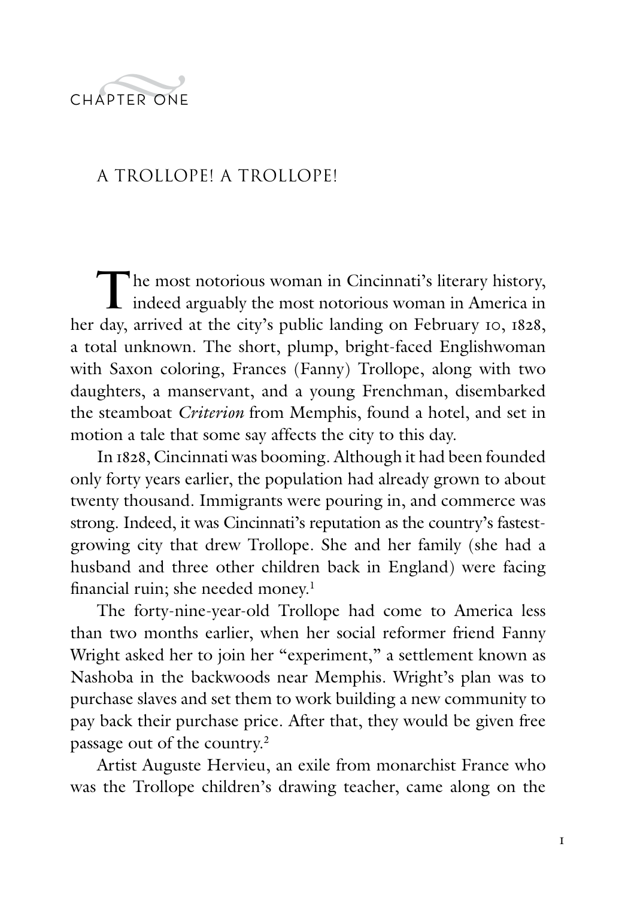CHAPTER ONE

# A TROLLOPE! A TROLLOPE!

The most notorious woman in Cincinnati's literary history, indeed arguably the most notorious woman in America in her day, arrived at the city's public landing on February 10, 1828, a total unknown. The short, plump, bright-faced Englishwoman with Saxon coloring, Frances (Fanny) Trollope, along with two daughters, a manservant, and a young Frenchman, disembarked the steamboat *Criterion* from Memphis, found a hotel, and set in motion a tale that some say affects the city to this day.

In 1828, Cincinnati was booming. Although it had been founded only forty years earlier, the population had already grown to about twenty thousand. Immigrants were pouring in, and commerce was strong. Indeed, it was Cincinnati's reputation as the country's fastest-growing city that drew Trollope. She and her family (she had a husband and three other children back in England) were facing financial ruin; she needed money.[1]

The forty-nine-year-old Trollope had come to America less than two months earlier, when her social reformer friend Fanny Wright asked her to join her "experiment," a settlement known as Nashoba in the backwoods near Memphis. Wright's plan was to purchase slaves and set them to work building a new community to pay back their purchase price. After that, they would be given free passage out of the country.[2]

Artist Auguste Hervieu, an exile from monarchist France who was the Trollope children's drawing teacher, came along on the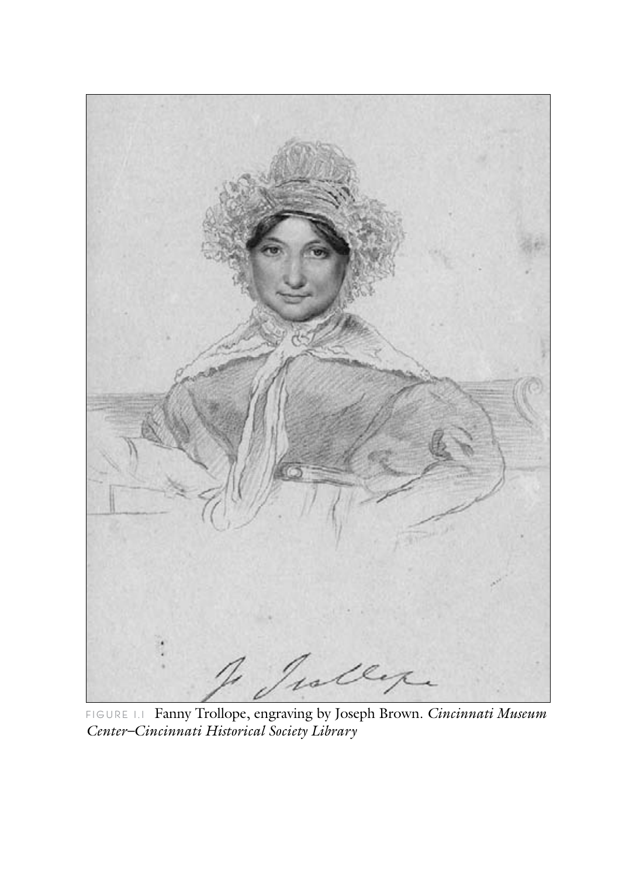FIGURE I.1 Fanny Trollope, engraving by Joseph Brown. *Cincinnati Museum Center–Cincinnati Historical Society Library*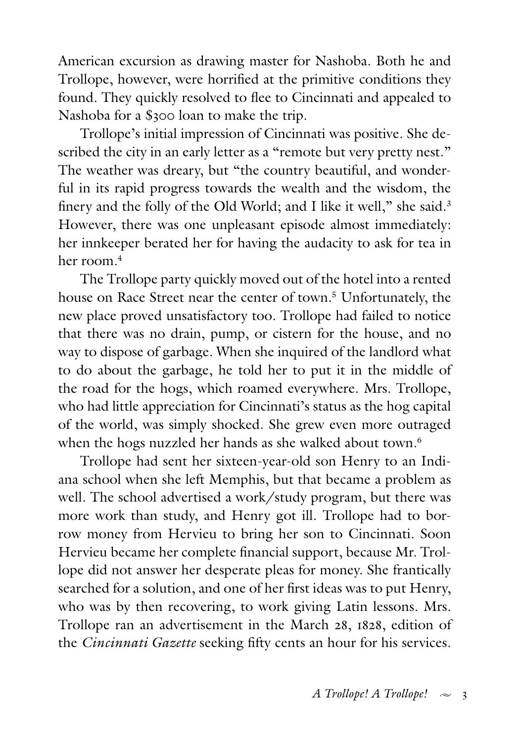American excursion as drawing master for Nashoba. Both he and Trollope, however, were horrified at the primitive conditions they found. They quickly resolved to flee to Cincinnati and appealed to Nashoba for a $300 loan to make the trip.

Trollope's initial impression of Cincinnati was positive. She described the city in an early letter as a "remote but very pretty nest." The weather was dreary, but "the country beautiful, and wonderful in its rapid progress towards the wealth and the wisdom, the finery and the folly of the Old World; and I like it well," she said.[3] However, there was one unpleasant episode almost immediately: her innkeeper berated her for having the audacity to ask for tea in her room.[4]

The Trollope party quickly moved out of the hotel into a rented house on Race Street near the center of town.[5] Unfortunately, the new place proved unsatisfactory too. Trollope had failed to notice that there was no drain, pump, or cistern for the house, and no way to dispose of garbage. When she inquired of the landlord what to do about the garbage, he told her to put it in the middle of the road for the hogs, which roamed everywhere. Mrs. Trollope, who had little appreciation for Cincinnati's status as the hog capital of the world, was simply shocked. She grew even more outraged when the hogs nuzzled her hands as she walked about town.[6]

Trollope had sent her sixteen-year-old son Henry to an Indiana school when she left Memphis, but that became a problem as well. The school advertised a work/study program, but there was more work than study, and Henry got ill. Trollope had to borrow money from Hervieu to bring her son to Cincinnati. Soon Hervieu became her complete financial support, because Mr. Trollope did not answer her desperate pleas for money. She frantically searched for a solution, and one of her first ideas was to put Henry, who was by then recovering, to work giving Latin lessons. Mrs. Trollope ran an advertisement in the March 28, 1828, edition of the *Cincinnati Gazette* seeking fifty cents an hour for his services.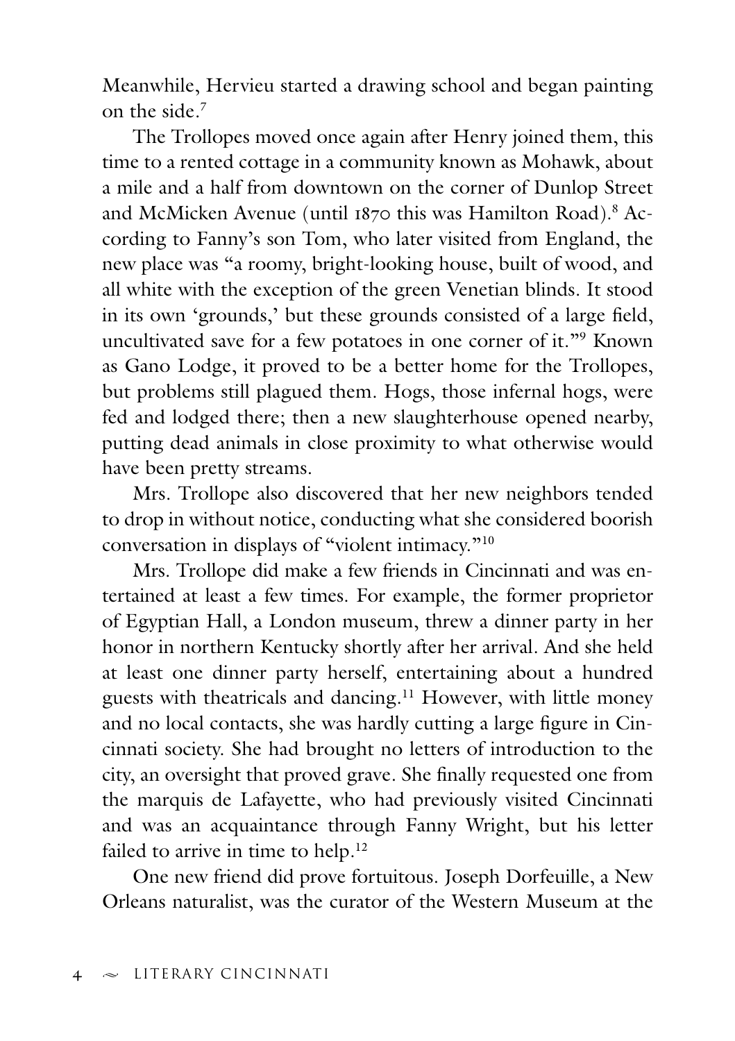Meanwhile, Hervieu started a drawing school and began painting on the side.[7]

The Trollopes moved once again after Henry joined them, this time to a rented cottage in a community known as Mohawk, about a mile and a half from downtown on the corner of Dunlop Street and McMicken Avenue (until 1870 this was Hamilton Road).[8] According to Fanny's son Tom, who later visited from England, the new place was "a roomy, bright-looking house, built of wood, and all white with the exception of the green Venetian blinds. It stood in its own 'grounds,' but these grounds consisted of a large field, uncultivated save for a few potatoes in one corner of it."[9] Known as Gano Lodge, it proved to be a better home for the Trollopes, but problems still plagued them. Hogs, those infernal hogs, were fed and lodged there; then a new slaughterhouse opened nearby, putting dead animals in close proximity to what otherwise would have been pretty streams.

Mrs. Trollope also discovered that her new neighbors tended to drop in without notice, conducting what she considered boorish conversation in displays of "violent intimacy."[10]

Mrs. Trollope did make a few friends in Cincinnati and was entertained at least a few times. For example, the former proprietor of Egyptian Hall, a London museum, threw a dinner party in her honor in northern Kentucky shortly after her arrival. And she held at least one dinner party herself, entertaining about a hundred guests with theatricals and dancing.[11] However, with little money and no local contacts, she was hardly cutting a large figure in Cincinnati society. She had brought no letters of introduction to the city, an oversight that proved grave. She finally requested one from the marquis de Lafayette, who had previously visited Cincinnati and was an acquaintance through Fanny Wright, but his letter failed to arrive in time to help.[12]

One new friend did prove fortuitous. Joseph Dorfeuille, a New Orleans naturalist, was the curator of the Western Museum at the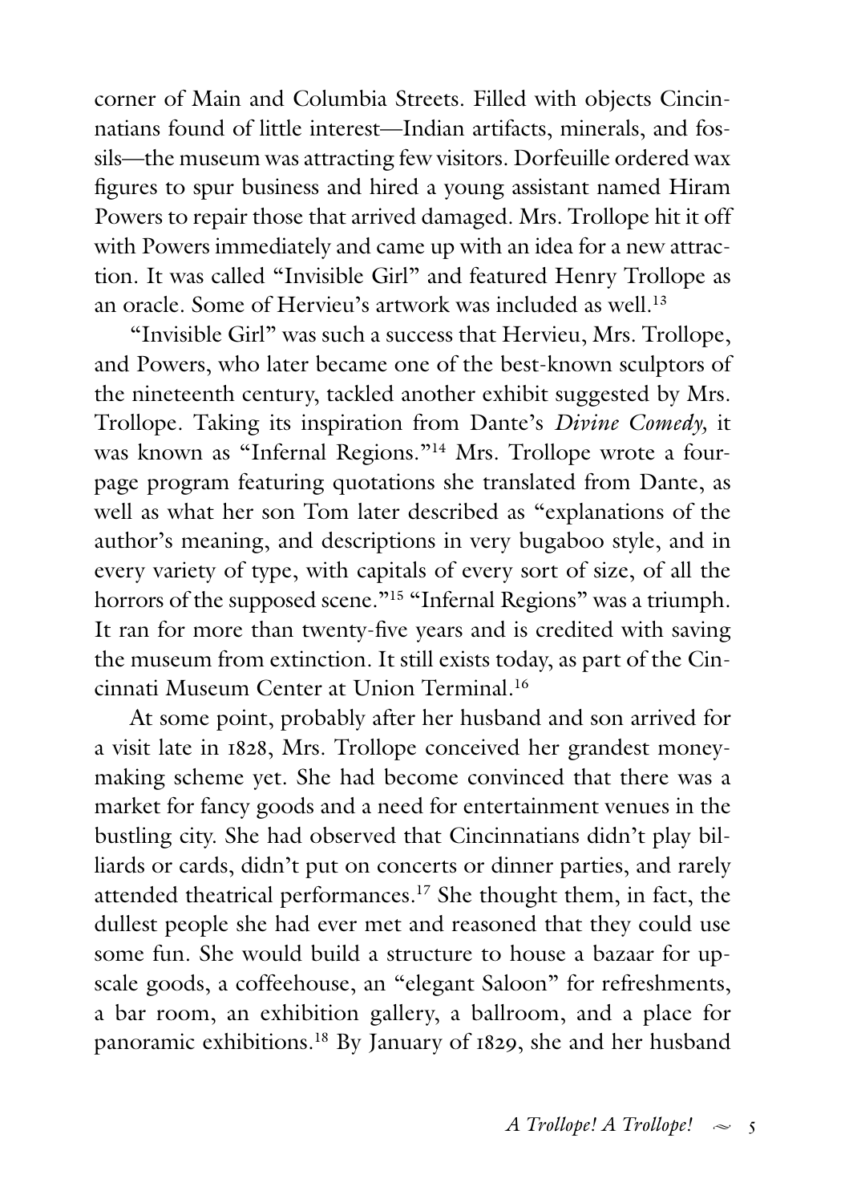corner of Main and Columbia Streets. Filled with objects Cincinnatians found of little interest—Indian artifacts, minerals, and fossils—the museum was attracting few visitors. Dorfeuille ordered wax figures to spur business and hired a young assistant named Hiram Powers to repair those that arrived damaged. Mrs. Trollope hit it off with Powers immediately and came up with an idea for a new attraction. It was called "Invisible Girl" and featured Henry Trollope as an oracle. Some of Hervieu's artwork was included as well.[13]

"Invisible Girl" was such a success that Hervieu, Mrs. Trollope, and Powers, who later became one of the best-known sculptors of the nineteenth century, tackled another exhibit suggested by Mrs. Trollope. Taking its inspiration from Dante's *Divine Comedy,* it was known as "Infernal Regions."[14] Mrs. Trollope wrote a four-page program featuring quotations she translated from Dante, as well as what her son Tom later described as "explanations of the author's meaning, and descriptions in very bugaboo style, and in every variety of type, with capitals of every sort of size, of all the horrors of the supposed scene."[15] "Infernal Regions" was a triumph. It ran for more than twenty-five years and is credited with saving the museum from extinction. It still exists today, as part of the Cincinnati Museum Center at Union Terminal.[16]

At some point, probably after her husband and son arrived for a visit late in 1828, Mrs. Trollope conceived her grandest money-making scheme yet. She had become convinced that there was a market for fancy goods and a need for entertainment venues in the bustling city. She had observed that Cincinnatians didn't play billiards or cards, didn't put on concerts or dinner parties, and rarely attended theatrical performances.[17] She thought them, in fact, the dullest people she had ever met and reasoned that they could use some fun. She would build a structure to house a bazaar for upscale goods, a coffeehouse, an "elegant Saloon" for refreshments, a bar room, an exhibition gallery, a ballroom, and a place for panoramic exhibitions.[18] By January of 1829, she and her husband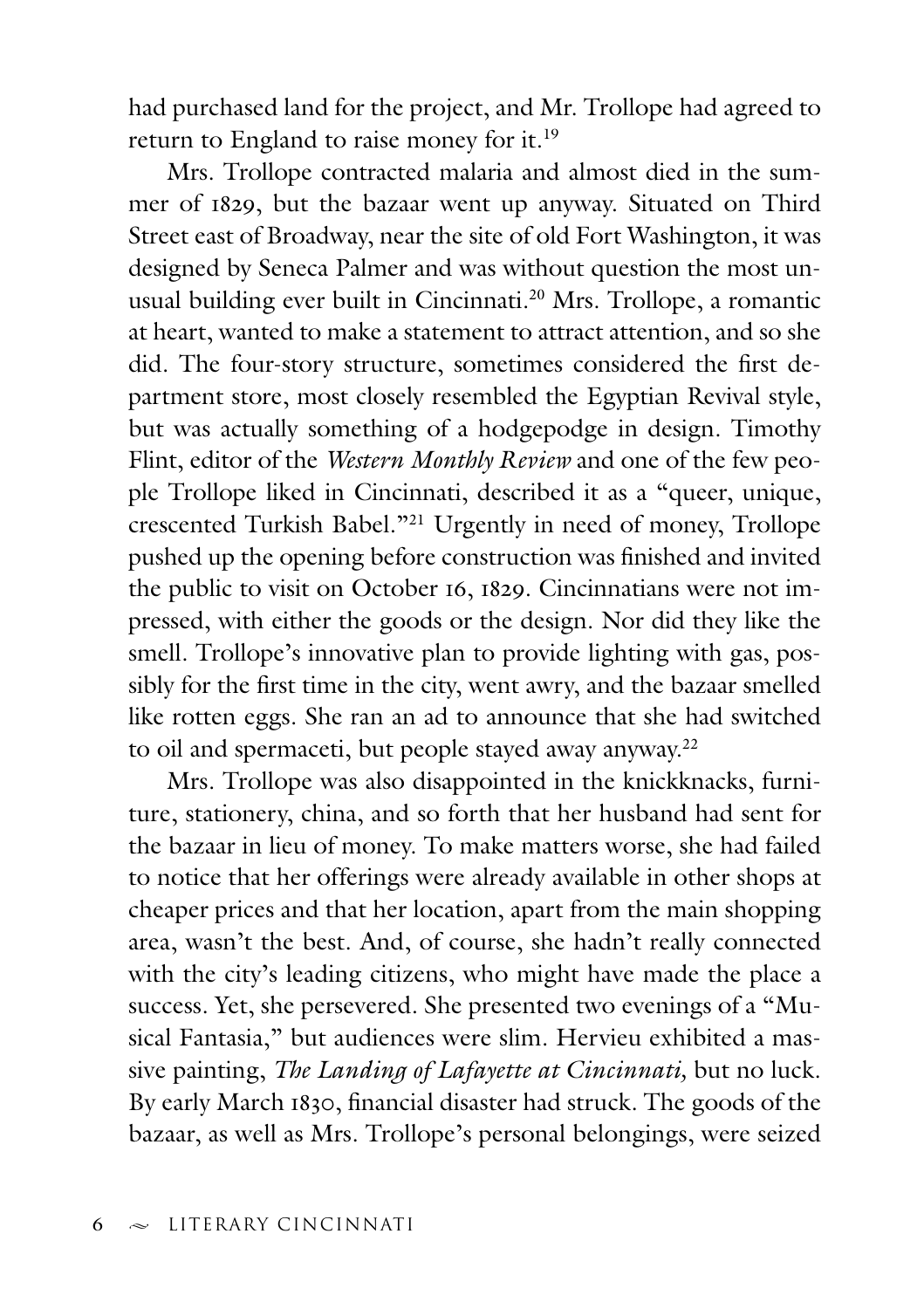had purchased land for the project, and Mr. Trollope had agreed to return to England to raise money for it.[19]

Mrs. Trollope contracted malaria and almost died in the summer of 1829, but the bazaar went up anyway. Situated on Third Street east of Broadway, near the site of old Fort Washington, it was designed by Seneca Palmer and was without question the most unusual building ever built in Cincinnati.[20] Mrs. Trollope, a romantic at heart, wanted to make a statement to attract attention, and so she did. The four-story structure, sometimes considered the first department store, most closely resembled the Egyptian Revival style, but was actually something of a hodgepodge in design. Timothy Flint, editor of the *Western Monthly Review* and one of the few people Trollope liked in Cincinnati, described it as a "queer, unique, crescented Turkish Babel."[21] Urgently in need of money, Trollope pushed up the opening before construction was finished and invited the public to visit on October 16, 1829. Cincinnatians were not impressed, with either the goods or the design. Nor did they like the smell. Trollope's innovative plan to provide lighting with gas, possibly for the first time in the city, went awry, and the bazaar smelled like rotten eggs. She ran an ad to announce that she had switched to oil and spermaceti, but people stayed away anyway.[22]

Mrs. Trollope was also disappointed in the knickknacks, furniture, stationery, china, and so forth that her husband had sent for the bazaar in lieu of money. To make matters worse, she had failed to notice that her offerings were already available in other shops at cheaper prices and that her location, apart from the main shopping area, wasn't the best. And, of course, she hadn't really connected with the city's leading citizens, who might have made the place a success. Yet, she persevered. She presented two evenings of a "Musical Fantasia," but audiences were slim. Hervieu exhibited a massive painting, *The Landing of Lafayette at Cincinnati,* but no luck. By early March 1830, financial disaster had struck. The goods of the bazaar, as well as Mrs. Trollope's personal belongings, were seized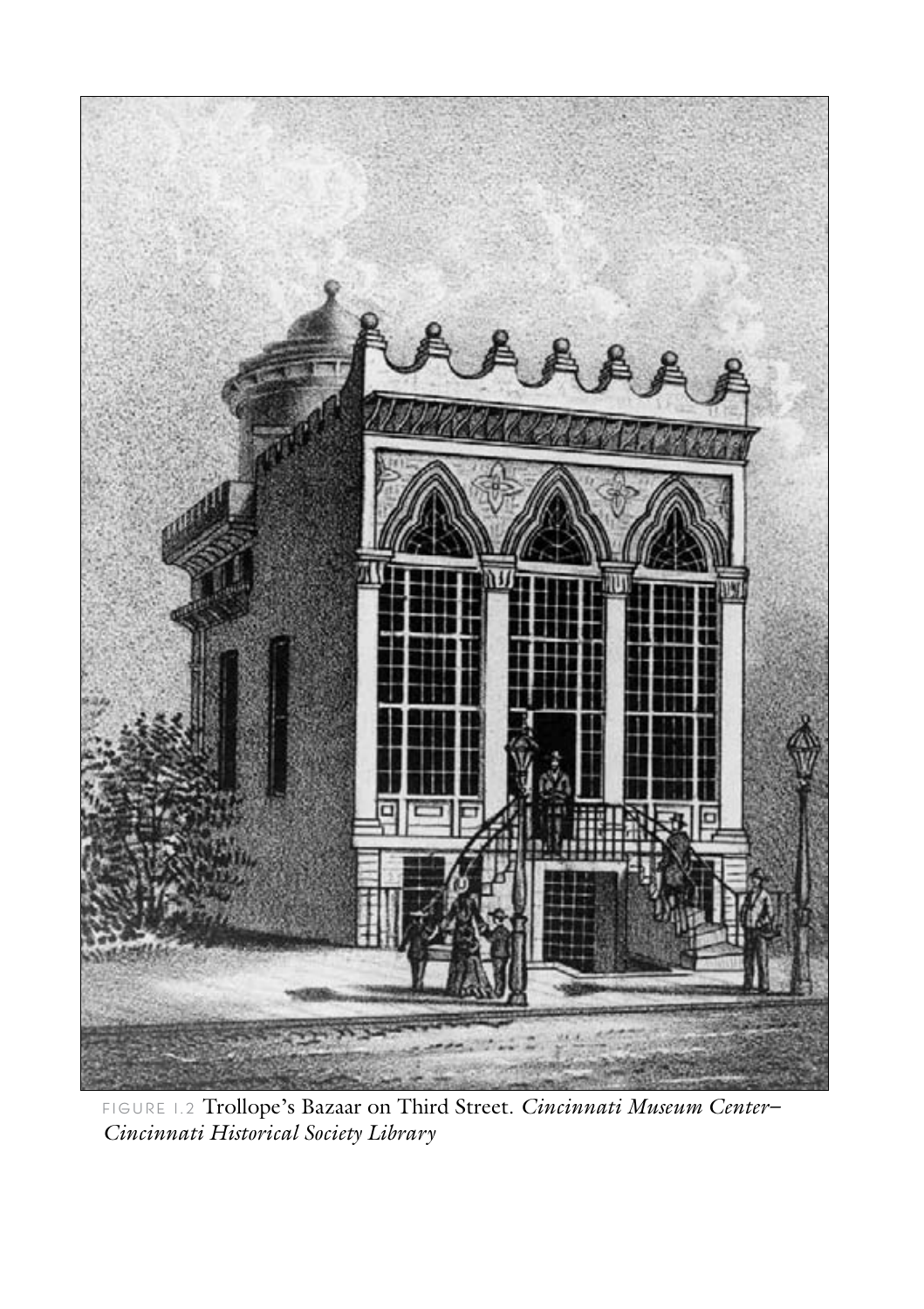FIGURE 1.2 Trollope's Bazaar on Third Street. *Cincinnati Museum Center–Cincinnati Historical Society Library*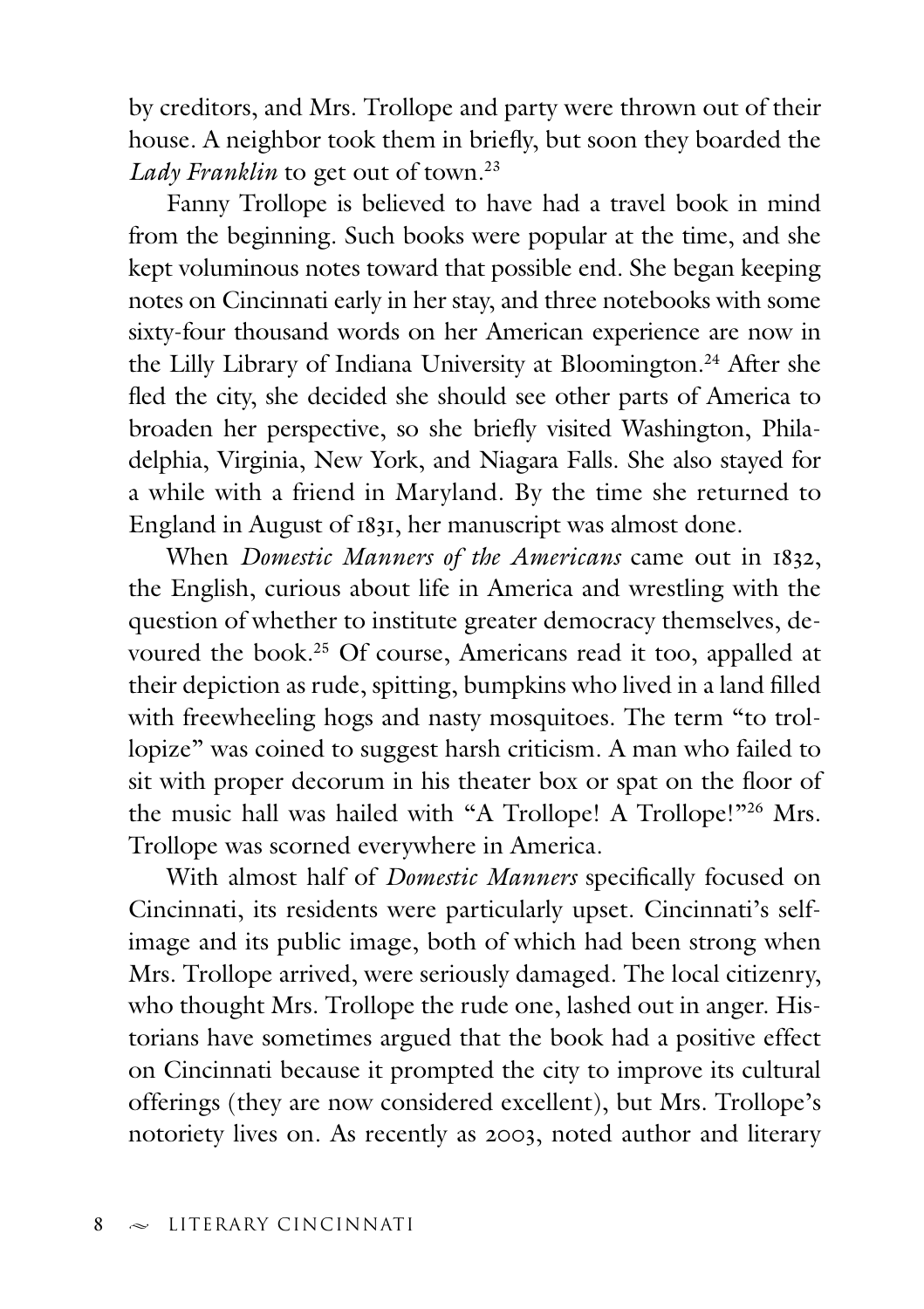by creditors, and Mrs. Trollope and party were thrown out of their house. A neighbor took them in briefly, but soon they boarded the *Lady Franklin* to get out of town.[23]

Fanny Trollope is believed to have had a travel book in mind from the beginning. Such books were popular at the time, and she kept voluminous notes toward that possible end. She began keeping notes on Cincinnati early in her stay, and three notebooks with some sixty-four thousand words on her American experience are now in the Lilly Library of Indiana University at Bloomington.[24] After she fled the city, she decided she should see other parts of America to broaden her perspective, so she briefly visited Washington, Philadelphia, Virginia, New York, and Niagara Falls. She also stayed for a while with a friend in Maryland. By the time she returned to England in August of 1831, her manuscript was almost done.

When *Domestic Manners of the Americans* came out in 1832, the English, curious about life in America and wrestling with the question of whether to institute greater democracy themselves, devoured the book.[25] Of course, Americans read it too, appalled at their depiction as rude, spitting, bumpkins who lived in a land filled with freewheeling hogs and nasty mosquitoes. The term "to trollopize" was coined to suggest harsh criticism. A man who failed to sit with proper decorum in his theater box or spat on the floor of the music hall was hailed with "A Trollope! A Trollope!"[26] Mrs. Trollope was scorned everywhere in America.

With almost half of *Domestic Manners* specifically focused on Cincinnati, its residents were particularly upset. Cincinnati's self-image and its public image, both of which had been strong when Mrs. Trollope arrived, were seriously damaged. The local citizenry, who thought Mrs. Trollope the rude one, lashed out in anger. Historians have sometimes argued that the book had a positive effect on Cincinnati because it prompted the city to improve its cultural offerings (they are now considered excellent), but Mrs. Trollope's notoriety lives on. As recently as 2003, noted author and literary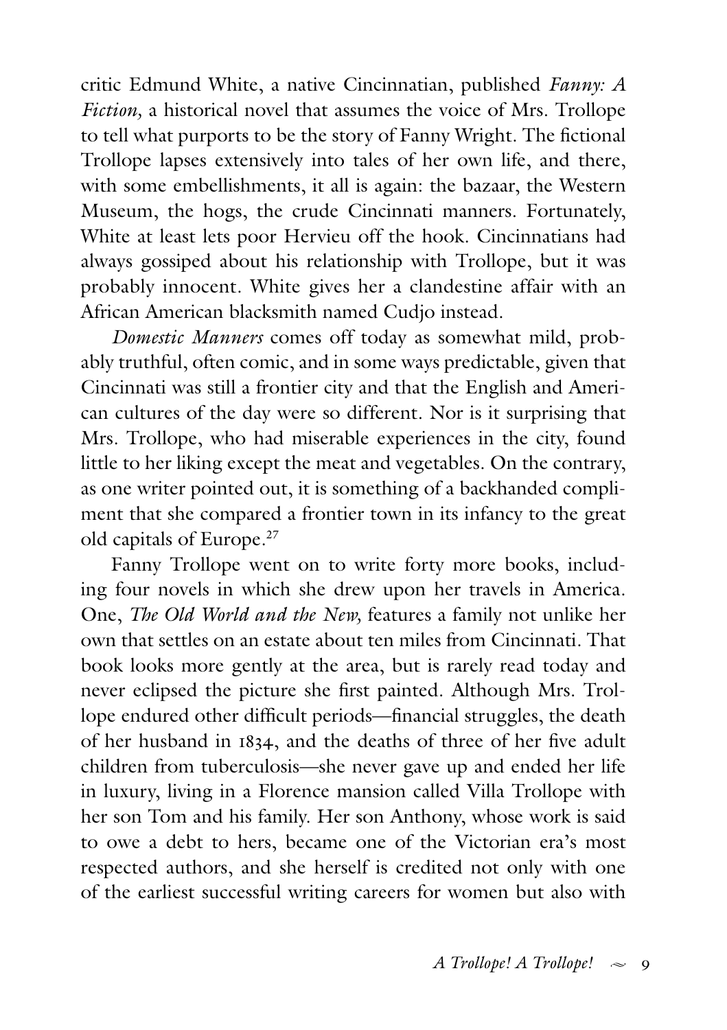critic Edmund White, a native Cincinnatian, published *Fanny: A Fiction,* a historical novel that assumes the voice of Mrs. Trollope to tell what purports to be the story of Fanny Wright. The fictional Trollope lapses extensively into tales of her own life, and there, with some embellishments, it all is again: the bazaar, the Western Museum, the hogs, the crude Cincinnati manners. Fortunately, White at least lets poor Hervieu off the hook. Cincinnatians had always gossiped about his relationship with Trollope, but it was probably innocent. White gives her a clandestine affair with an African American blacksmith named Cudjo instead.

*Domestic Manners* comes off today as somewhat mild, probably truthful, often comic, and in some ways predictable, given that Cincinnati was still a frontier city and that the English and American cultures of the day were so different. Nor is it surprising that Mrs. Trollope, who had miserable experiences in the city, found little to her liking except the meat and vegetables. On the contrary, as one writer pointed out, it is something of a backhanded compliment that she compared a frontier town in its infancy to the great old capitals of Europe.[27]

Fanny Trollope went on to write forty more books, including four novels in which she drew upon her travels in America. One, *The Old World and the New,* features a family not unlike her own that settles on an estate about ten miles from Cincinnati. That book looks more gently at the area, but is rarely read today and never eclipsed the picture she first painted. Although Mrs. Trollope endured other difficult periods—financial struggles, the death of her husband in 1834, and the deaths of three of her five adult children from tuberculosis—she never gave up and ended her life in luxury, living in a Florence mansion called Villa Trollope with her son Tom and his family. Her son Anthony, whose work is said to owe a debt to hers, became one of the Victorian era's most respected authors, and she herself is credited not only with one of the earliest successful writing careers for women but also with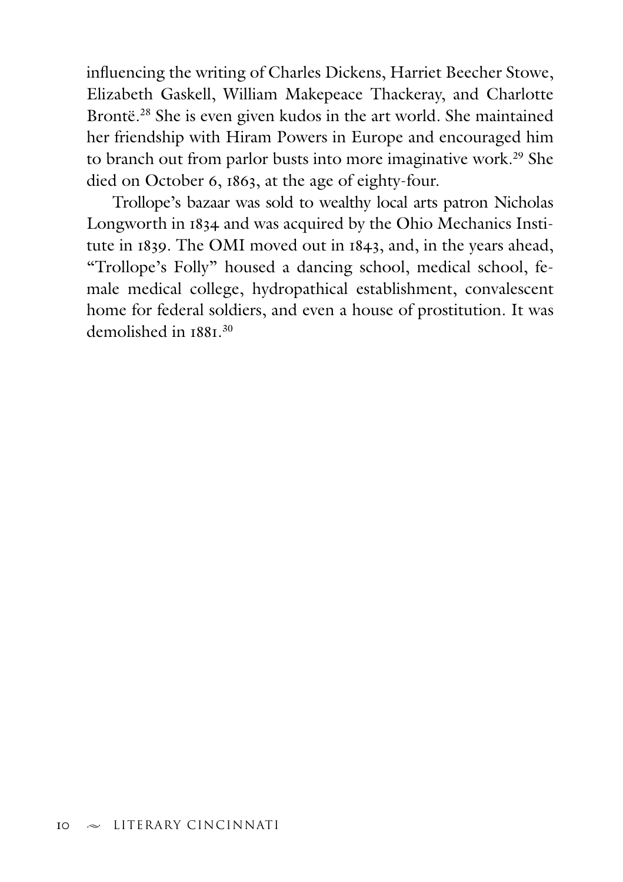influencing the writing of Charles Dickens, Harriet Beecher Stowe, Elizabeth Gaskell, William Makepeace Thackeray, and Charlotte Brontë.[28] She is even given kudos in the art world. She maintained her friendship with Hiram Powers in Europe and encouraged him to branch out from parlor busts into more imaginative work.[29] She died on October 6, 1863, at the age of eighty-four.

Trollope's bazaar was sold to wealthy local arts patron Nicholas Longworth in 1834 and was acquired by the Ohio Mechanics Institute in 1839. The OMI moved out in 1843, and, in the years ahead, "Trollope's Folly" housed a dancing school, medical school, female medical college, hydropathical establishment, convalescent home for federal soldiers, and even a house of prostitution. It was demolished in 1881.[30]